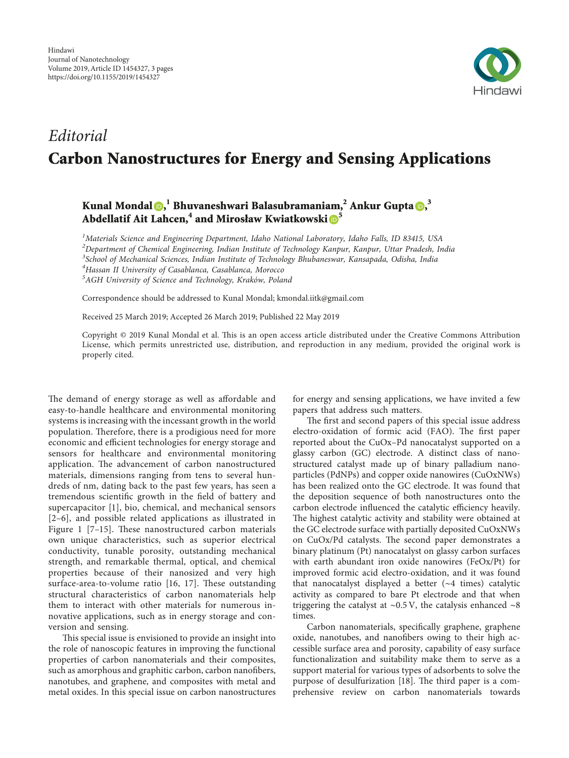*Editorial*

# Carbon Nanostructures for Energy and Sensing Applications

**Kunal Mondal,[1] Bhuvaneshwari Balasubramaniam,[2] Ankur Gupta,[3] Abdellatif Ait Lahcen,[4] and Mirosław Kwiatkowski[5]**

[1]*Materials Science and Engineering Department, Idaho National Laboratory, Idaho Falls, ID 83415, USA*
[2]*Department of Chemical Engineering, Indian Institute of Technology Kanpur, Kanpur, Uttar Pradesh, India*
[3]*School of Mechanical Sciences, Indian Institute of Technology Bhubaneswar, Kansapada, Odisha, India*
[4]*Hassan II University of Casablanca, Casablanca, Morocco*
[5]*AGH University of Science and Technology, Kraków, Poland*

Correspondence should be addressed to Kunal Mondal; kmondal.iitk@gmail.com

Received 25 March 2019; Accepted 26 March 2019; Published 22 May 2019

Copyright © 2019 Kunal Mondal et al. This is an open access article distributed under the Creative Commons Attribution License, which permits unrestricted use, distribution, and reproduction in any medium, provided the original work is properly cited.

The demand of energy storage as well as affordable and easy-to-handle healthcare and environmental monitoring systems is increasing with the incessant growth in the world population. Therefore, there is a prodigious need for more economic and efficient technologies for energy storage and sensors for healthcare and environmental monitoring application. The advancement of carbon nanostructured materials, dimensions ranging from tens to several hundreds of nm, dating back to the past few years, has seen a tremendous scientific growth in the field of battery and supercapacitor [1], bio, chemical, and mechanical sensors [2–6], and possible related applications as illustrated in Figure 1 [7–15]. These nanostructured carbon materials own unique characteristics, such as superior electrical conductivity, tunable porosity, outstanding mechanical strength, and remarkable thermal, optical, and chemical properties because of their nanosized and very high surface-area-to-volume ratio [16, 17]. These outstanding structural characteristics of carbon nanomaterials help them to interact with other materials for numerous innovative applications, such as in energy storage and conversion and sensing.

This special issue is envisioned to provide an insight into the role of nanoscopic features in improving the functional properties of carbon nanomaterials and their composites, such as amorphous and graphitic carbon, carbon nanofibers, nanotubes, and graphene, and composites with metal and metal oxides. In this special issue on carbon nanostructures for energy and sensing applications, we have invited a few papers that address such matters.

The first and second papers of this special issue address electro-oxidation of formic acid (FAO). The first paper reported about the CuOx–Pd nanocatalyst supported on a glassy carbon (GC) electrode. A distinct class of nanostructured catalyst made up of binary palladium nanoparticles (PdNPs) and copper oxide nanowires (CuOxNWs) has been realized onto the GC electrode. It was found that the deposition sequence of both nanostructures onto the carbon electrode influenced the catalytic efficiency heavily. The highest catalytic activity and stability were obtained at the GC electrode surface with partially deposited CuOxNWs on CuOx/Pd catalysts. The second paper demonstrates a binary platinum (Pt) nanocatalyst on glassy carbon surfaces with earth abundant iron oxide nanowires (FeOx/Pt) for improved formic acid electro-oxidation, and it was found that nanocatalyst displayed a better (~4 times) catalytic activity as compared to bare Pt electrode and that when triggering the catalyst at ~0.5 V, the catalysis enhanced ~8 times.

Carbon nanomaterials, specifically graphene, graphene oxide, nanotubes, and nanofibers owing to their high accessible surface area and porosity, capability of easy surface functionalization and suitability make them to serve as a support material for various types of adsorbents to solve the purpose of desulfurization [18]. The third paper is a comprehensive review on carbon nanomaterials towards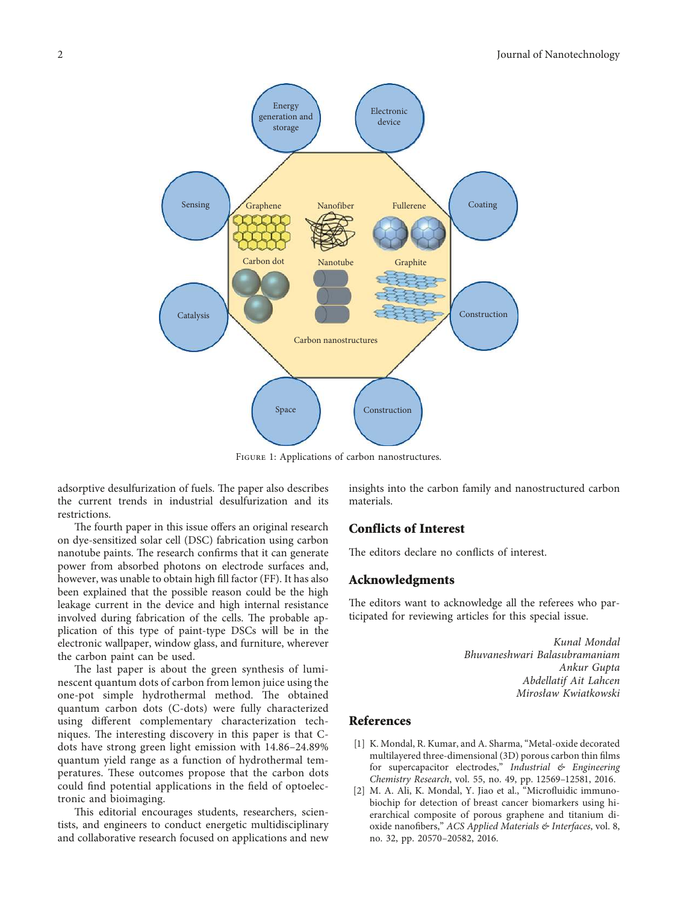Figure 1: Applications of carbon nanostructures.

adsorptive desulfurization of fuels. The paper also describes the current trends in industrial desulfurization and its restrictions.

The fourth paper in this issue offers an original research on dye-sensitized solar cell (DSC) fabrication using carbon nanotube paints. The research confirms that it can generate power from absorbed photons on electrode surfaces and, however, was unable to obtain high fill factor (FF). It has also been explained that the possible reason could be the high leakage current in the device and high internal resistance involved during fabrication of the cells. The probable application of this type of paint-type DSCs will be in the electronic wallpaper, window glass, and furniture, wherever the carbon paint can be used.

The last paper is about the green synthesis of luminescent quantum dots of carbon from lemon juice using the one-pot simple hydrothermal method. The obtained quantum carbon dots (C-dots) were fully characterized using different complementary characterization techniques. The interesting discovery in this paper is that C-dots have strong green light emission with 14.86–24.89% quantum yield range as a function of hydrothermal temperatures. These outcomes propose that the carbon dots could find potential applications in the field of optoelectronic and bioimaging.

This editorial encourages students, researchers, scientists, and engineers to conduct energetic multidisciplinary and collaborative research focused on applications and new insights into the carbon family and nanostructured carbon materials.

## Conflicts of Interest

The editors declare no conflicts of interest.

## Acknowledgments

The editors want to acknowledge all the referees who participated for reviewing articles for this special issue.

*Kunal Mondal*
*Bhuvaneshwari Balasubramaniam*
*Ankur Gupta*
*Abdellatif Ait Lahcen*
*Mirosław Kwiatkowski*

## References

[1] K. Mondal, R. Kumar, and A. Sharma, "Metal-oxide decorated multilayered three-dimensional (3D) porous carbon thin films for supercapacitor electrodes," *Industrial & Engineering Chemistry Research*, vol. 55, no. 49, pp. 12569–12581, 2016.

[2] M. A. Ali, K. Mondal, Y. Jiao et al., "Microfluidic immuno-biochip for detection of breast cancer biomarkers using hierarchical composite of porous graphene and titanium dioxide nanofibers," *ACS Applied Materials & Interfaces*, vol. 8, no. 32, pp. 20570–20582, 2016.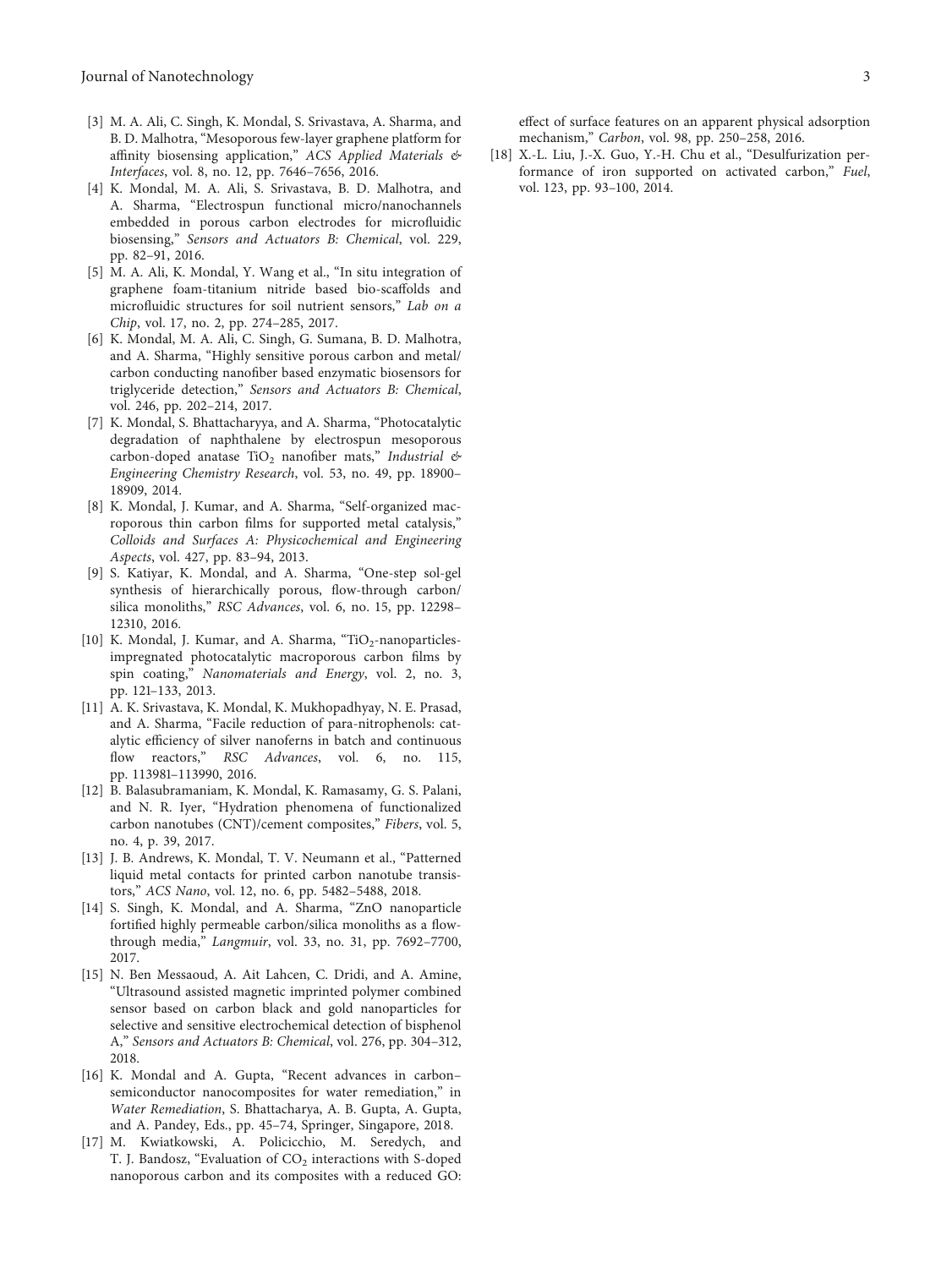[3] M. A. Ali, C. Singh, K. Mondal, S. Srivastava, A. Sharma, and B. D. Malhotra, "Mesoporous few-layer graphene platform for affinity biosensing application," *ACS Applied Materials & Interfaces*, vol. 8, no. 12, pp. 7646–7656, 2016.

[4] K. Mondal, M. A. Ali, S. Srivastava, B. D. Malhotra, and A. Sharma, "Electrospun functional micro/nanochannels embedded in porous carbon electrodes for microfluidic biosensing," *Sensors and Actuators B: Chemical*, vol. 229, pp. 82–91, 2016.

[5] M. A. Ali, K. Mondal, Y. Wang et al., "In situ integration of graphene foam-titanium nitride based bio-scaffolds and microfluidic structures for soil nutrient sensors," *Lab on a Chip*, vol. 17, no. 2, pp. 274–285, 2017.

[6] K. Mondal, M. A. Ali, C. Singh, G. Sumana, B. D. Malhotra, and A. Sharma, "Highly sensitive porous carbon and metal/carbon conducting nanofiber based enzymatic biosensors for triglyceride detection," *Sensors and Actuators B: Chemical*, vol. 246, pp. 202–214, 2017.

[7] K. Mondal, S. Bhattacharyya, and A. Sharma, "Photocatalytic degradation of naphthalene by electrospun mesoporous carbon-doped anatase $TiO_2$ nanofiber mats," *Industrial & Engineering Chemistry Research*, vol. 53, no. 49, pp. 18900–18909, 2014.

[8] K. Mondal, J. Kumar, and A. Sharma, "Self-organized macroporous thin carbon films for supported metal catalysis," *Colloids and Surfaces A: Physicochemical and Engineering Aspects*, vol. 427, pp. 83–94, 2013.

[9] S. Katiyar, K. Mondal, and A. Sharma, "One-step sol-gel synthesis of hierarchically porous, flow-through carbon/silica monoliths," *RSC Advances*, vol. 6, no. 15, pp. 12298–12310, 2016.

[10] K. Mondal, J. Kumar, and A. Sharma, "$TiO_2$-nanoparticles-impregnated photocatalytic macroporous carbon films by spin coating," *Nanomaterials and Energy*, vol. 2, no. 3, pp. 121–133, 2013.

[11] A. K. Srivastava, K. Mondal, K. Mukhopadhyay, N. E. Prasad, and A. Sharma, "Facile reduction of para-nitrophenols: catalytic efficiency of silver nanoferns in batch and continuous flow reactors," *RSC Advances*, vol. 6, no. 115, pp. 113981–113990, 2016.

[12] B. Balasubramaniam, K. Mondal, K. Ramasamy, G. S. Palani, and N. R. Iyer, "Hydration phenomena of functionalized carbon nanotubes (CNT)/cement composites," *Fibers*, vol. 5, no. 4, p. 39, 2017.

[13] J. B. Andrews, K. Mondal, T. V. Neumann et al., "Patterned liquid metal contacts for printed carbon nanotube transistors," *ACS Nano*, vol. 12, no. 6, pp. 5482–5488, 2018.

[14] S. Singh, K. Mondal, and A. Sharma, "ZnO nanoparticle fortified highly permeable carbon/silica monoliths as a flow-through media," *Langmuir*, vol. 33, no. 31, pp. 7692–7700, 2017.

[15] N. Ben Messaoud, A. Ait Lahcen, C. Dridi, and A. Amine, "Ultrasound assisted magnetic imprinted polymer combined sensor based on carbon black and gold nanoparticles for selective and sensitive electrochemical detection of bisphenol A," *Sensors and Actuators B: Chemical*, vol. 276, pp. 304–312, 2018.

[16] K. Mondal and A. Gupta, "Recent advances in carbon–semiconductor nanocomposites for water remediation," in *Water Remediation*, S. Bhattacharya, A. B. Gupta, A. Gupta, and A. Pandey, Eds., pp. 45–74, Springer, Singapore, 2018.

[17] M. Kwiatkowski, A. Policicchio, M. Seredych, and T. J. Bandosz, "Evaluation of $CO_2$ interactions with S-doped nanoporous carbon and its composites with a reduced GO: effect of surface features on an apparent physical adsorption mechanism," *Carbon*, vol. 98, pp. 250–258, 2016.

[18] X.-L. Liu, J.-X. Guo, Y.-H. Chu et al., "Desulfurization performance of iron supported on activated carbon," *Fuel*, vol. 123, pp. 93–100, 2014.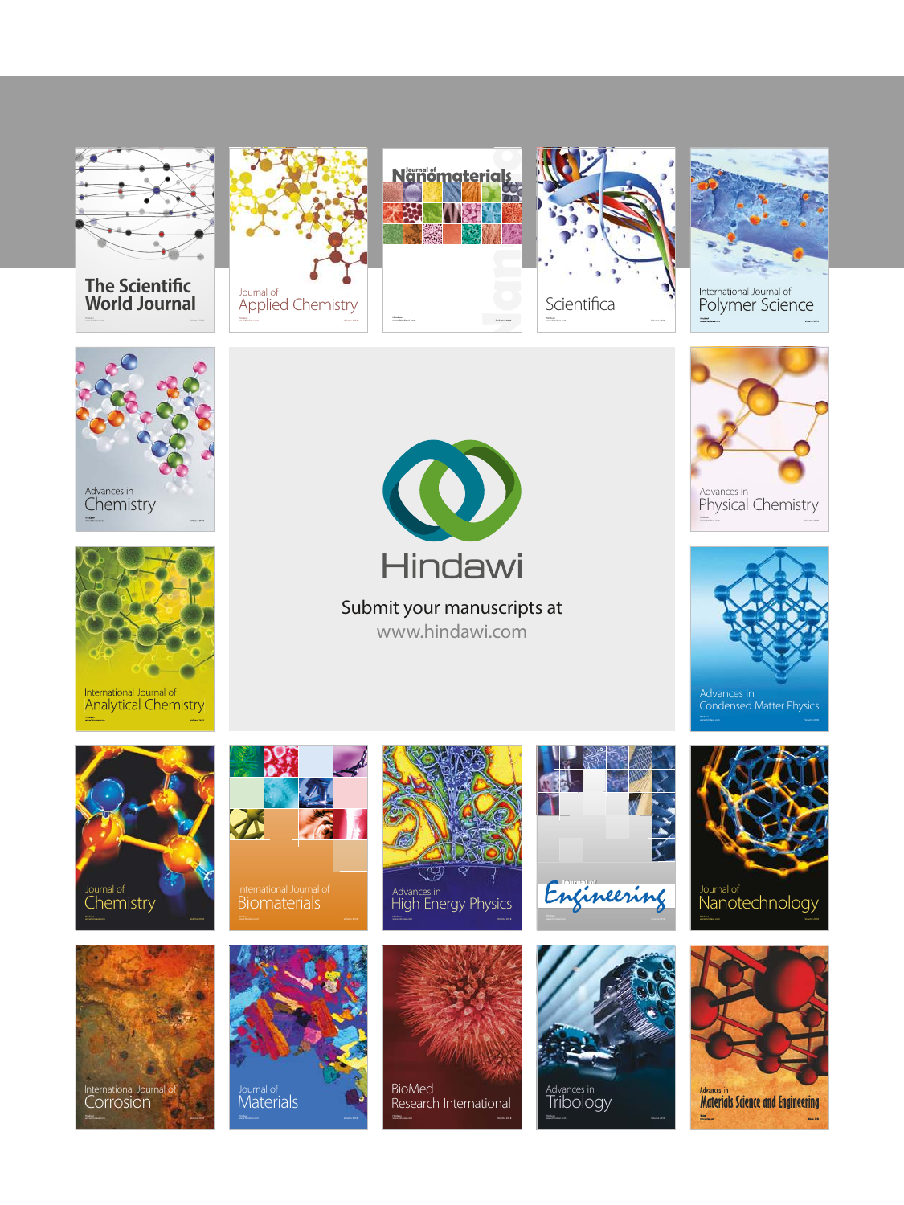The Scientific World Journal

Journal of Applied Chemistry

Journal of Nanomaterials

Scientifica

International Journal of Polymer Science

Advances in Chemistry

Hindawi

Submit your manuscripts at
www.hindawi.com

Advances in Physical Chemistry

International Journal of Analytical Chemistry

Advances in Condensed Matter Physics

Journal of Chemistry

International Journal of Biomaterials

Advances in High Energy Physics

Journal of Engineering

Journal of Nanotechnology

International Journal of Corrosion

Journal of Materials

BioMed Research International

Advances in Tribology

Advances in Materials Science and Engineering